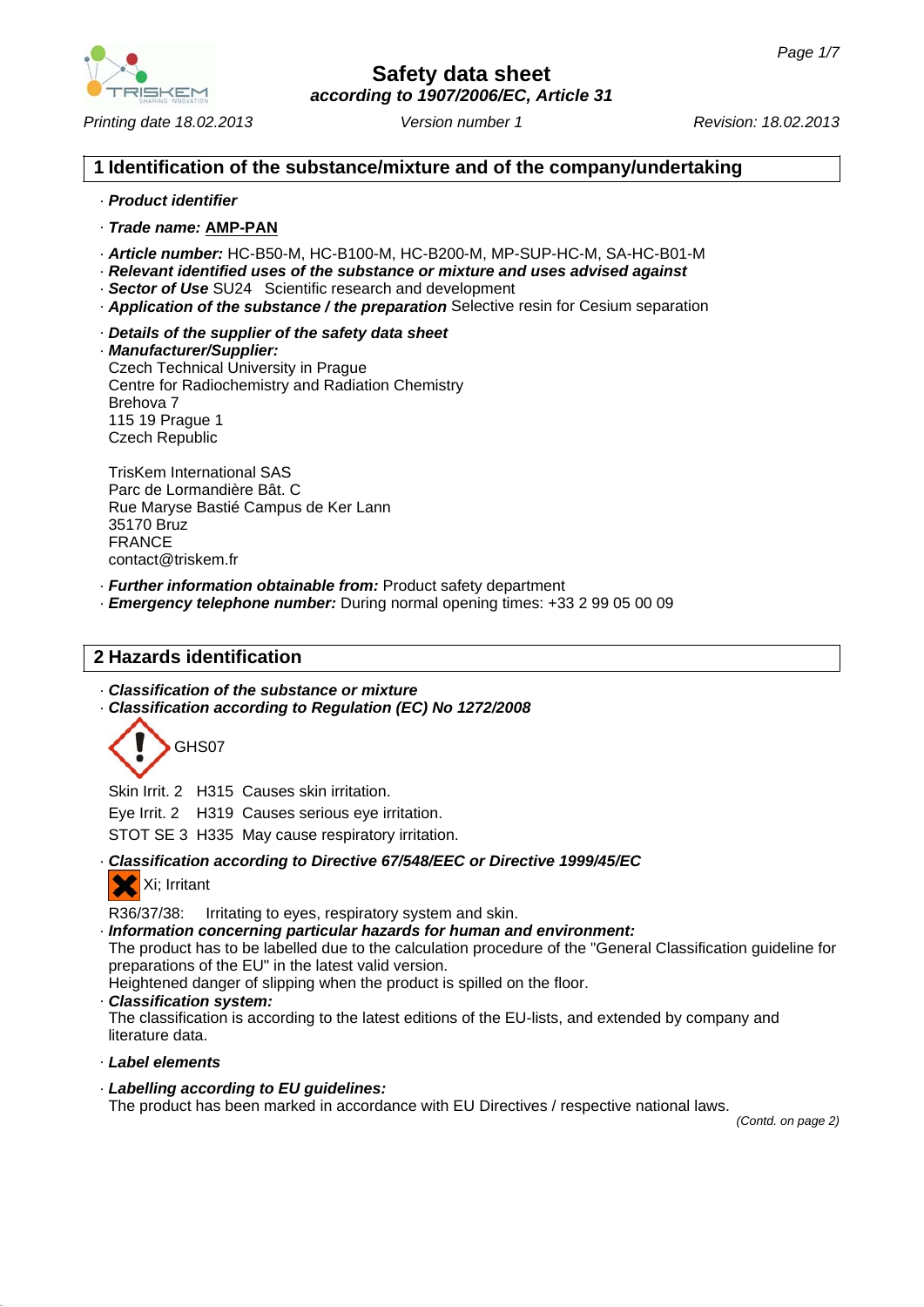# Safety data sheet

*according to 1907/2006/EC, Article 31*

*Printing date 18.02.2013* *Version number 1* *Revision: 18.02.2013*

## 1 Identification of the substance/mixture and of the company/undertaking

· ***Product identifier***

· ***Trade name:*** **AMP-PAN**

· ***Article number:*** HC-B50-M, HC-B100-M, HC-B200-M, MP-SUP-HC-M, SA-HC-B01-M
· ***Relevant identified uses of the substance or mixture and uses advised against***
· ***Sector of Use*** SU24 Scientific research and development
· ***Application of the substance / the preparation*** Selective resin for Cesium separation

· ***Details of the supplier of the safety data sheet***
· ***Manufacturer/Supplier:***
Czech Technical University in Prague
Centre for Radiochemistry and Radiation Chemistry
Brehova 7
115 19 Prague 1
Czech Republic

TrisKem International SAS
Parc de Lormandière Bât. C
Rue Maryse Bastié Campus de Ker Lann
35170 Bruz
FRANCE
contact@triskem.fr

· ***Further information obtainable from:*** Product safety department
· ***Emergency telephone number:*** During normal opening times: +33 2 99 05 00 09

## 2 Hazards identification

· ***Classification of the substance or mixture***
· ***Classification according to Regulation (EC) No 1272/2008***

GHS07

Skin Irrit. 2 H315 Causes skin irritation.

Eye Irrit. 2 H319 Causes serious eye irritation.

STOT SE 3 H335 May cause respiratory irritation.

· ***Classification according to Directive 67/548/EEC or Directive 1999/45/EC***

Xi; Irritant

R36/37/38: Irritating to eyes, respiratory system and skin.
· ***Information concerning particular hazards for human and environment:***
The product has to be labelled due to the calculation procedure of the "General Classification guideline for preparations of the EU" in the latest valid version.
Heightened danger of slipping when the product is spilled on the floor.
· ***Classification system:***
The classification is according to the latest editions of the EU-lists, and extended by company and literature data.

· ***Label elements***

· ***Labelling according to EU guidelines:***
The product has been marked in accordance with EU Directives / respective national laws.

*(Contd. on page 2)*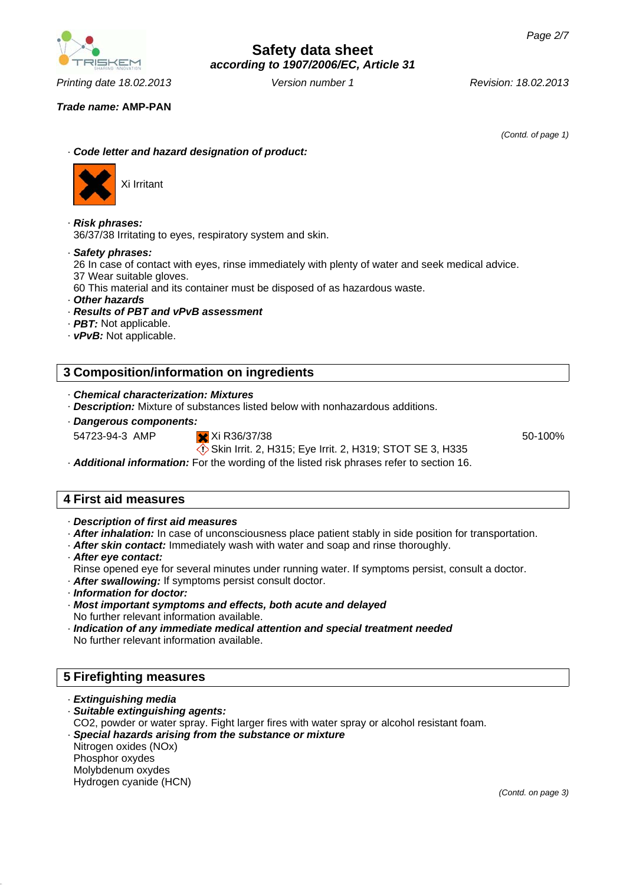Trade name: **AMP-PAN**

(Contd. of page 1)

· ***Code letter and hazard designation of product:***

Xi Irritant

· ***Risk phrases:***
36/37/38 Irritating to eyes, respiratory system and skin.

· ***Safety phrases:***
26 In case of contact with eyes, rinse immediately with plenty of water and seek medical advice.
37 Wear suitable gloves.
60 This material and its container must be disposed of as hazardous waste.

· ***Other hazards***
· ***Results of PBT and vPvB assessment***
· ***PBT:*** Not applicable.
· ***vPvB:*** Not applicable.

## 3 Composition/information on ingredients

· ***Chemical characterization: Mixtures***
· ***Description:*** Mixture of substances listed below with nonhazardous additions.
· ***Dangerous components:***

| | | |
|---|---|---|
| 54723-94-3 AMP | Xi R36/37/38<br>Skin Irrit. 2, H315; Eye Irrit. 2, H319; STOT SE 3, H335 | 50-100% |

· ***Additional information:*** For the wording of the listed risk phrases refer to section 16.

## 4 First aid measures

· ***Description of first aid measures***
· ***After inhalation:*** In case of unconsciousness place patient stably in side position for transportation.
· ***After skin contact:*** Immediately wash with water and soap and rinse thoroughly.
· ***After eye contact:***
Rinse opened eye for several minutes under running water. If symptoms persist, consult a doctor.
· ***After swallowing:*** If symptoms persist consult doctor.
· ***Information for doctor:***
· ***Most important symptoms and effects, both acute and delayed***
No further relevant information available.
· ***Indication of any immediate medical attention and special treatment needed***
No further relevant information available.

## 5 Firefighting measures

· ***Extinguishing media***
· ***Suitable extinguishing agents:***
CO2, powder or water spray. Fight larger fires with water spray or alcohol resistant foam.
· ***Special hazards arising from the substance or mixture***
Nitrogen oxides (NOx)
Phosphor oxydes
Molybdenum oxydes
Hydrogen cyanide (HCN)

(Contd. on page 3)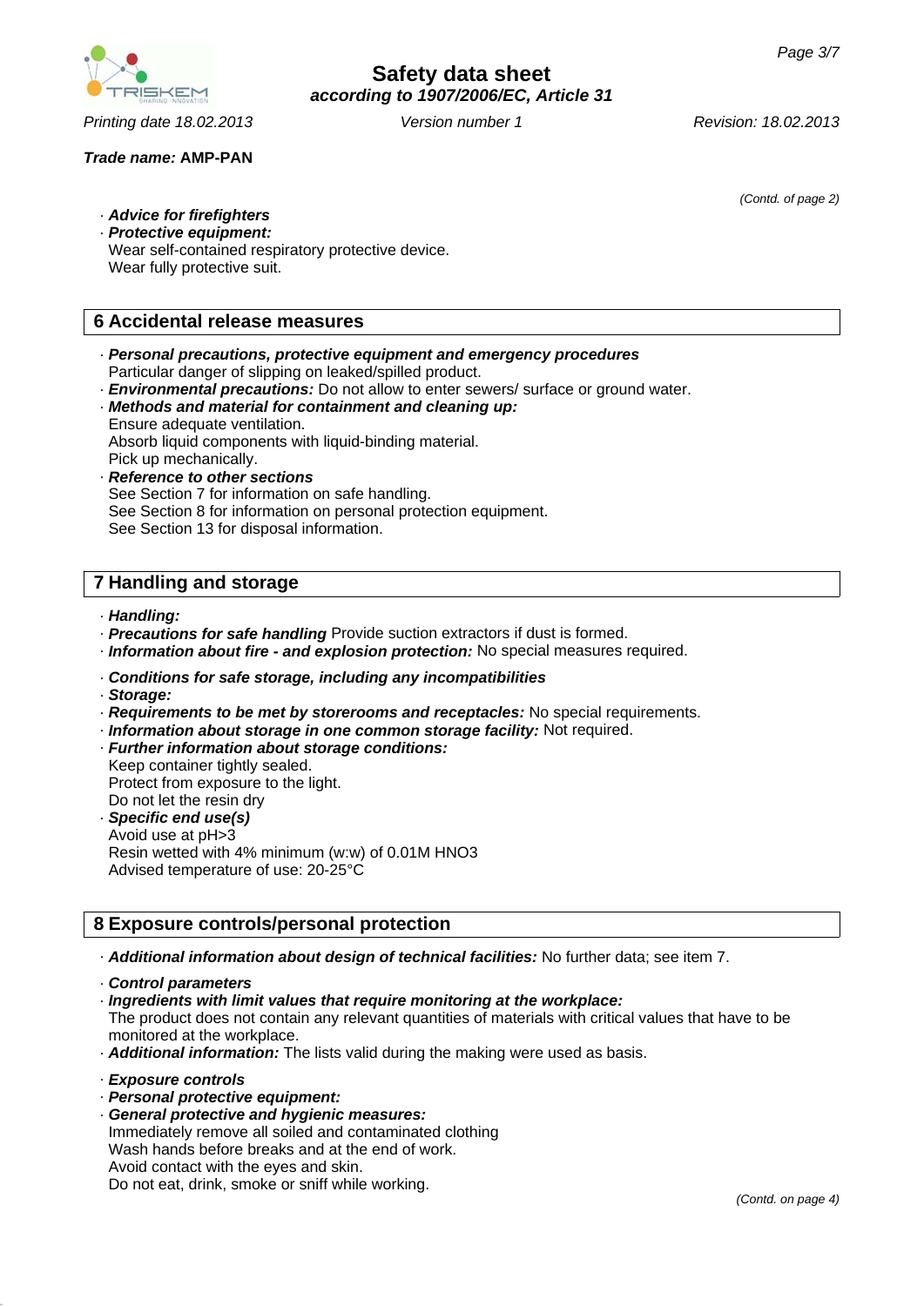*(Contd. of page 2)*

- ***Advice for firefighters***
- ***Protective equipment:***
  Wear self-contained respiratory protective device.
  Wear fully protective suit.

## 6 Accidental release measures

- ***Personal precautions, protective equipment and emergency procedures***
  Particular danger of slipping on leaked/spilled product.
- ***Environmental precautions:*** Do not allow to enter sewers/ surface or ground water.
- ***Methods and material for containment and cleaning up:***
  Ensure adequate ventilation.
  Absorb liquid components with liquid-binding material.
  Pick up mechanically.
- ***Reference to other sections***
  See Section 7 for information on safe handling.
  See Section 8 for information on personal protection equipment.
  See Section 13 for disposal information.

## 7 Handling and storage

- ***Handling:***
- ***Precautions for safe handling*** Provide suction extractors if dust is formed.
- ***Information about fire - and explosion protection:*** No special measures required.

- ***Conditions for safe storage, including any incompatibilities***
- ***Storage:***
- ***Requirements to be met by storerooms and receptacles:*** No special requirements.
- ***Information about storage in one common storage facility:*** Not required.
- ***Further information about storage conditions:***
  Keep container tightly sealed.
  Protect from exposure to the light.
  Do not let the resin dry
- ***Specific end use(s)***
  Avoid use at pH>3
  Resin wetted with 4% minimum (w:w) of 0.01M $HNO_3$
  Advised temperature of use: 20-25°C

## 8 Exposure controls/personal protection

- ***Additional information about design of technical facilities:*** No further data; see item 7.

- ***Control parameters***
- ***Ingredients with limit values that require monitoring at the workplace:***
  The product does not contain any relevant quantities of materials with critical values that have to be monitored at the workplace.
- ***Additional information:*** The lists valid during the making were used as basis.

- ***Exposure controls***
- ***Personal protective equipment:***
- ***General protective and hygienic measures:***
  Immediately remove all soiled and contaminated clothing
  Wash hands before breaks and at the end of work.
  Avoid contact with the eyes and skin.
  Do not eat, drink, smoke or sniff while working.

*(Contd. on page 4)*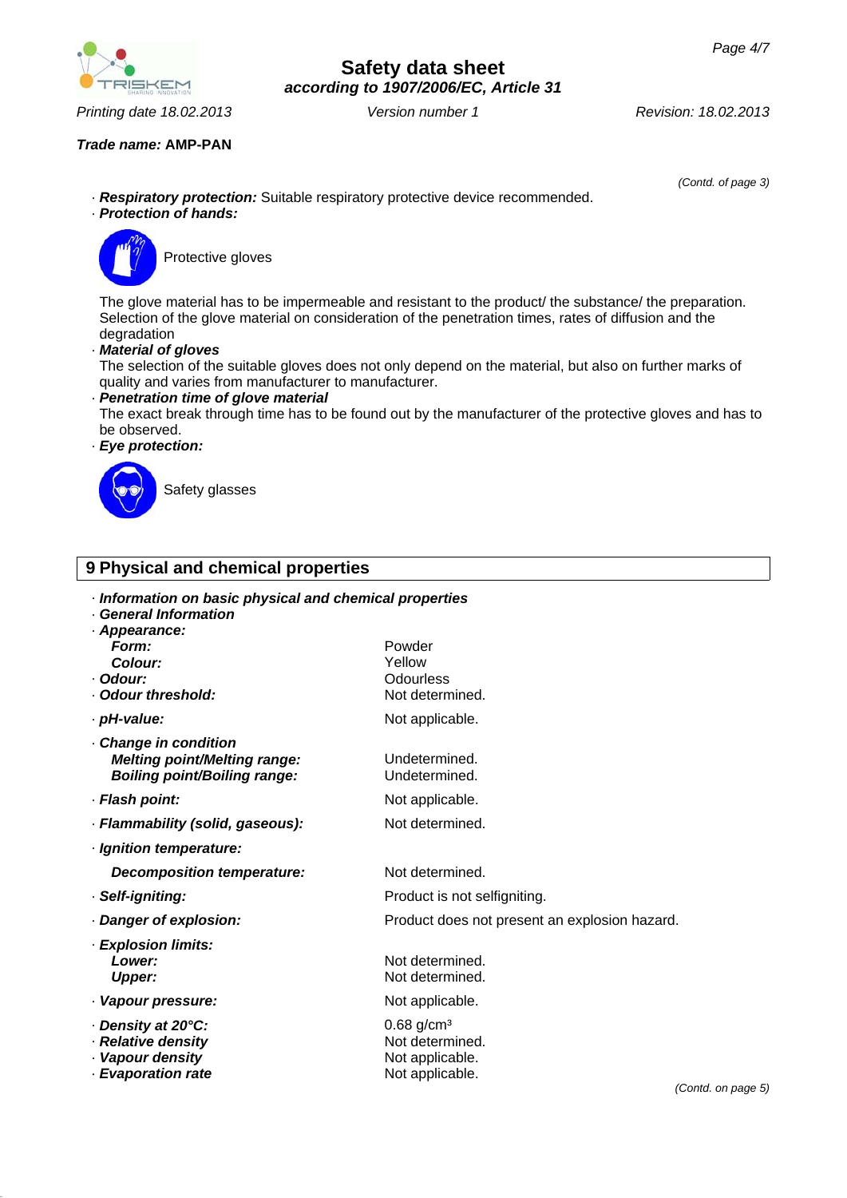**Trade name: AMP-PAN**

(Contd. of page 3)

· ***Respiratory protection:*** Suitable respiratory protective device recommended.

· ***Protection of hands:***

Protective gloves

The glove material has to be impermeable and resistant to the product/ the substance/ the preparation.
Selection of the glove material on consideration of the penetration times, rates of diffusion and the degradation

· ***Material of gloves***

The selection of the suitable gloves does not only depend on the material, but also on further marks of quality and varies from manufacturer to manufacturer.

· ***Penetration time of glove material***

The exact break through time has to be found out by the manufacturer of the protective gloves and has to be observed.

· ***Eye protection:***

Safety glasses

## 9 Physical and chemical properties

· ***Information on basic physical and chemical properties***

· ***General Information***

| | |
|---|---|
| · ***Appearance:*** | |
| ***Form:*** | Powder |
| ***Colour:*** | Yellow |
| · ***Odour:*** | Odourless |
| · ***Odour threshold:*** | Not determined. |
| · ***pH-value:*** | Not applicable. |
| · ***Change in condition*** | |
| ***Melting point/Melting range:*** | Undetermined. |
| ***Boiling point/Boiling range:*** | Undetermined. |
| · ***Flash point:*** | Not applicable. |
| · ***Flammability (solid, gaseous):*** | Not determined. |
| · ***Ignition temperature:*** | |
| ***Decomposition temperature:*** | Not determined. |
| · ***Self-igniting:*** | Product is not selfigniting. |
| · ***Danger of explosion:*** | Product does not present an explosion hazard. |
| · ***Explosion limits:*** | |
| ***Lower:*** | Not determined. |
| ***Upper:*** | Not determined. |
| · ***Vapour pressure:*** | Not applicable. |
| · ***Density at 20°C:*** | 0.68 g/cm³ |
| · ***Relative density*** | Not determined. |
| · ***Vapour density*** | Not applicable. |
| · ***Evaporation rate*** | Not applicable. |

(Contd. on page 5)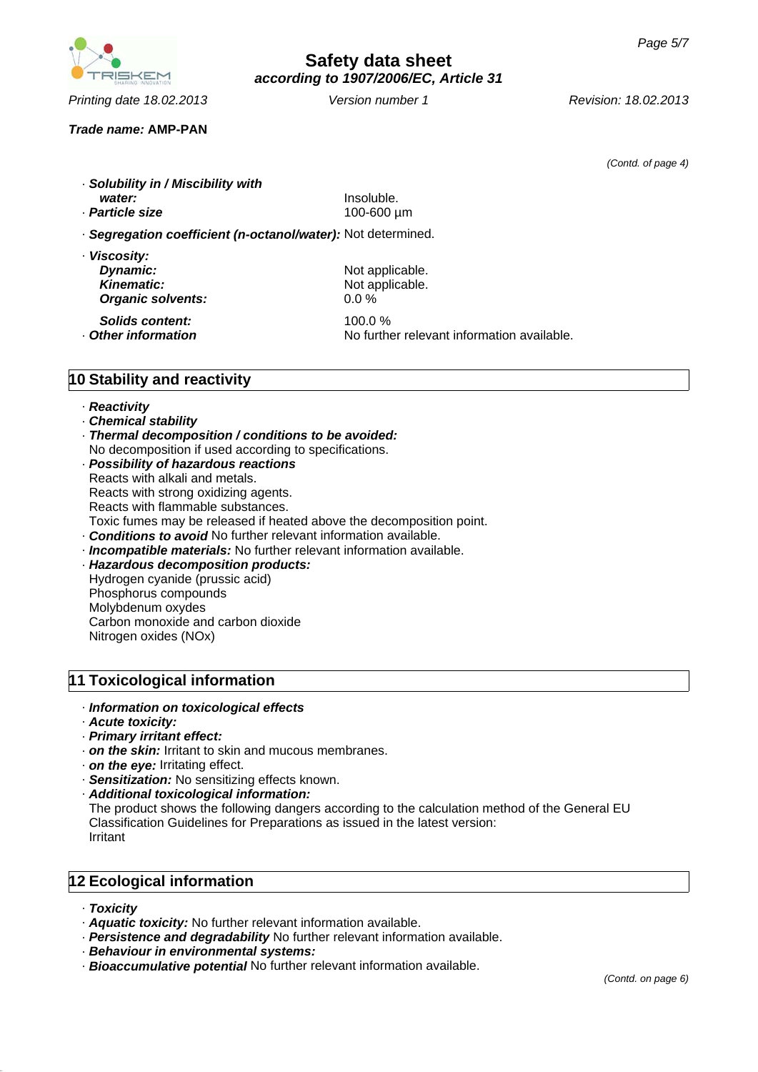*(Contd. of page 4)*

- ***Solubility in / Miscibility with water:*** Insoluble.
- ***Particle size*** 100-600 µm
- ***Segregation coefficient (n-octanol/water):*** Not determined.
- ***Viscosity:***
  - ***Dynamic:*** Not applicable.
  - ***Kinematic:*** Not applicable.
  - ***Organic solvents:*** 0.0 %
  - ***Solids content:*** 100.0 %
- ***Other information*** No further relevant information available.

## 10 Stability and reactivity

- ***Reactivity***
- ***Chemical stability***
- ***Thermal decomposition / conditions to be avoided:***
  No decomposition if used according to specifications.
- ***Possibility of hazardous reactions***
  Reacts with alkali and metals.
  Reacts with strong oxidizing agents.
  Reacts with flammable substances.
  Toxic fumes may be released if heated above the decomposition point.
- ***Conditions to avoid*** No further relevant information available.
- ***Incompatible materials:*** No further relevant information available.
- ***Hazardous decomposition products:***
  Hydrogen cyanide (prussic acid)
  Phosphorus compounds
  Molybdenum oxydes
  Carbon monoxide and carbon dioxide
  Nitrogen oxides (NOx)

## 11 Toxicological information

- ***Information on toxicological effects***
- ***Acute toxicity:***
- ***Primary irritant effect:***
- ***on the skin:*** Irritant to skin and mucous membranes.
- ***on the eye:*** Irritating effect.
- ***Sensitization:*** No sensitizing effects known.
- ***Additional toxicological information:***
  The product shows the following dangers according to the calculation method of the General EU Classification Guidelines for Preparations as issued in the latest version:
  Irritant

## 12 Ecological information

- ***Toxicity***
- ***Aquatic toxicity:*** No further relevant information available.
- ***Persistence and degradability*** No further relevant information available.
- ***Behaviour in environmental systems:***
- ***Bioaccumulative potential*** No further relevant information available.

*(Contd. on page 6)*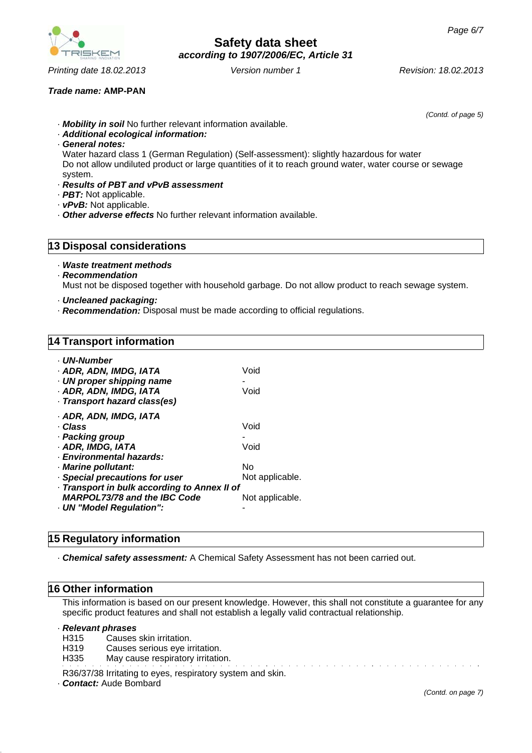*(Contd. of page 5)*

- ***Mobility in soil*** No further relevant information available.
- ***Additional ecological information:***
- ***General notes:***
  Water hazard class 1 (German Regulation) (Self-assessment): slightly hazardous for water
  Do not allow undiluted product or large quantities of it to reach ground water, water course or sewage system.
- ***Results of PBT and vPvB assessment***
- ***PBT:*** Not applicable.
- ***vPvB:*** Not applicable.
- ***Other adverse effects*** No further relevant information available.

## 13 Disposal considerations

- ***Waste treatment methods***
- ***Recommendation***
  Must not be disposed together with household garbage. Do not allow product to reach sewage system.

- ***Uncleaned packaging:***
- ***Recommendation:*** Disposal must be made according to official regulations.

## 14 Transport information

| | |
|---|---|
| · ***UN-Number*** | |
| · ***ADR, ADN, IMDG, IATA*** | Void |
| · ***UN proper shipping name*** | - |
| · ***ADR, ADN, IMDG, IATA*** | Void |
| · ***Transport hazard class(es)*** | |
| · ***ADR, ADN, IMDG, IATA*** | |
| · ***Class*** | Void |
| · ***Packing group*** | - |
| · ***ADR, IMDG, IATA*** | Void |
| · ***Environmental hazards:*** | |
| · ***Marine pollutant:*** | No |
| · ***Special precautions for user*** | Not applicable. |
| · ***Transport in bulk according to Annex II of MARPOL73/78 and the IBC Code*** | Not applicable. |
| · ***UN "Model Regulation":*** | - |

## 15 Regulatory information

- ***Chemical safety assessment:*** A Chemical Safety Assessment has not been carried out.

## 16 Other information

This information is based on our present knowledge. However, this shall not constitute a guarantee for any specific product features and shall not establish a legally valid contractual relationship.

- ***Relevant phrases***
  H315 Causes skin irritation.
  H319 Causes serious eye irritation.
  H335 May cause respiratory irritation.

  R36/37/38 Irritating to eyes, respiratory system and skin.
- ***Contact:*** Aude Bombard

*(Contd. on page 7)*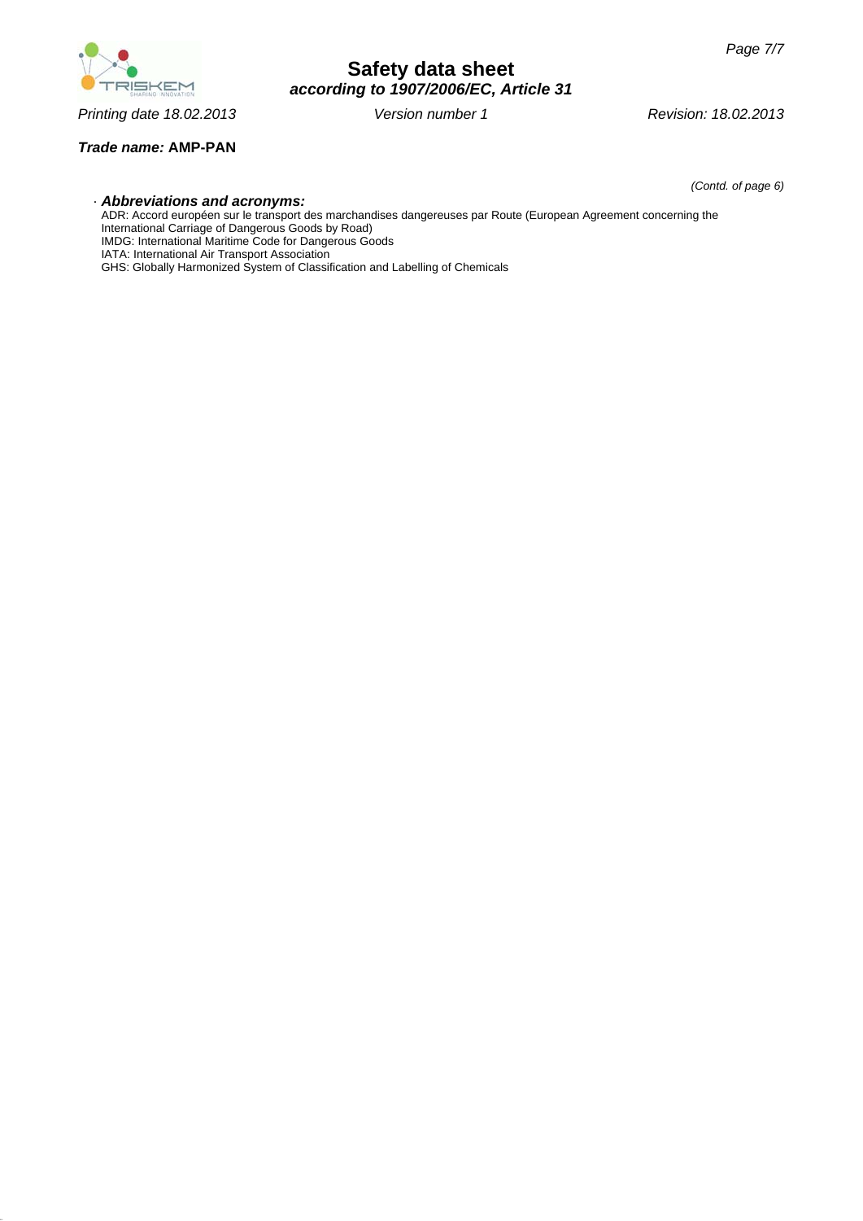*(Contd. of page 6)*

· ***Abbreviations and acronyms:***

ADR: Accord européen sur le transport des marchandises dangereuses par Route (European Agreement concerning the International Carriage of Dangerous Goods by Road)
IMDG: International Maritime Code for Dangerous Goods
IATA: International Air Transport Association
GHS: Globally Harmonized System of Classification and Labelling of Chemicals